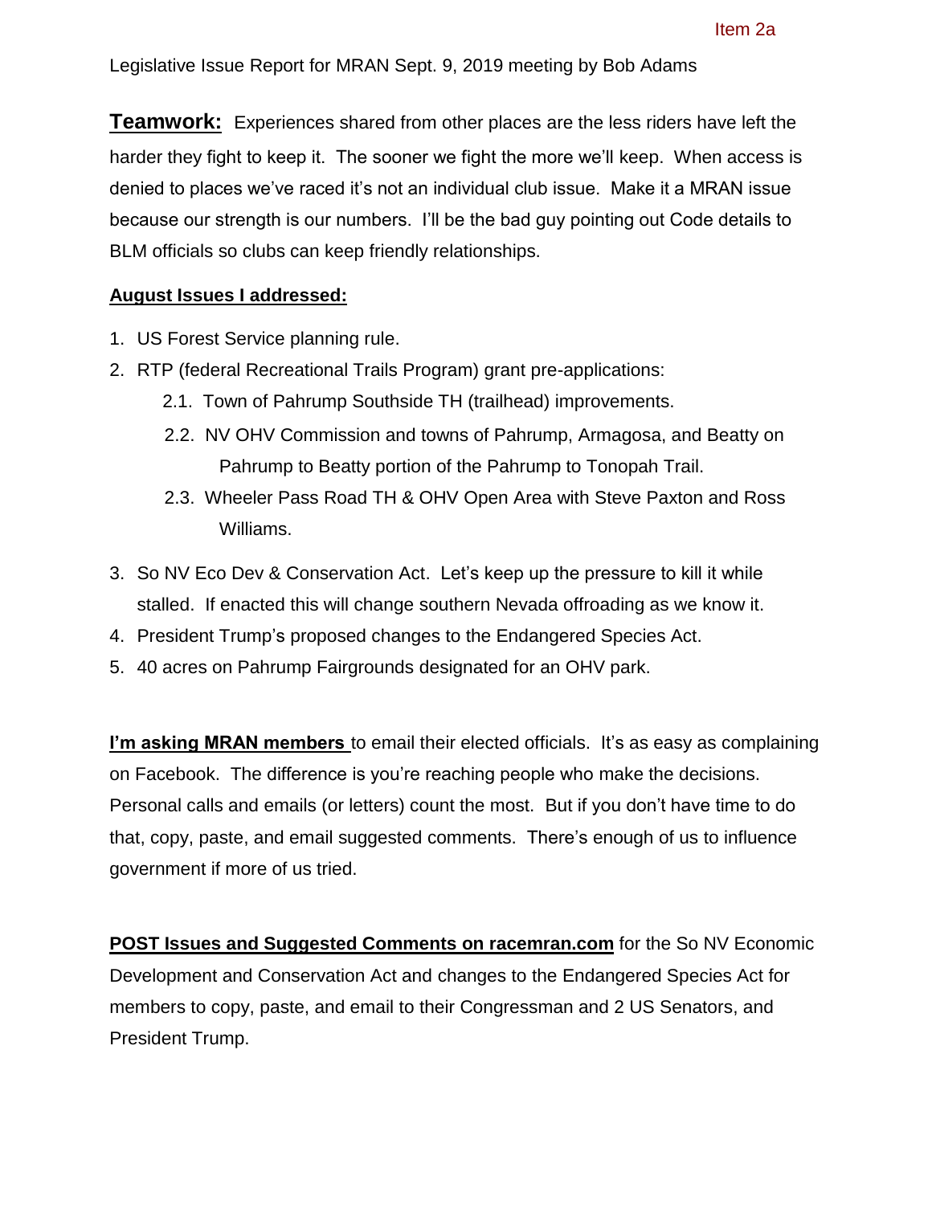Item 2a

Legislative Issue Report for MRAN Sept. 9, 2019 meeting by Bob Adams

**Teamwork:** Experiences shared from other places are the less riders have left the harder they fight to keep it. The sooner we fight the more we'll keep. When access is denied to places we've raced it's not an individual club issue. Make it a MRAN issue because our strength is our numbers. I'll be the bad guy pointing out Code details to BLM officials so clubs can keep friendly relationships.

**August Issues I addressed:**

1. US Forest Service planning rule.
2. RTP (federal Recreational Trails Program) grant pre-applications:
   - 2.1. Town of Pahrump Southside TH (trailhead) improvements.
   - 2.2. NV OHV Commission and towns of Pahrump, Armagosa, and Beatty on Pahrump to Beatty portion of the Pahrump to Tonopah Trail.
   - 2.3. Wheeler Pass Road TH & OHV Open Area with Steve Paxton and Ross Williams.
3. So NV Eco Dev & Conservation Act. Let's keep up the pressure to kill it while stalled. If enacted this will change southern Nevada offroading as we know it.
4. President Trump's proposed changes to the Endangered Species Act.
5. 40 acres on Pahrump Fairgrounds designated for an OHV park.

**I'm asking MRAN members** to email their elected officials. It's as easy as complaining on Facebook. The difference is you're reaching people who make the decisions. Personal calls and emails (or letters) count the most. But if you don't have time to do that, copy, paste, and email suggested comments. There's enough of us to influence government if more of us tried.

**POST Issues and Suggested Comments on racemran.com** for the So NV Economic Development and Conservation Act and changes to the Endangered Species Act for members to copy, paste, and email to their Congressman and 2 US Senators, and President Trump.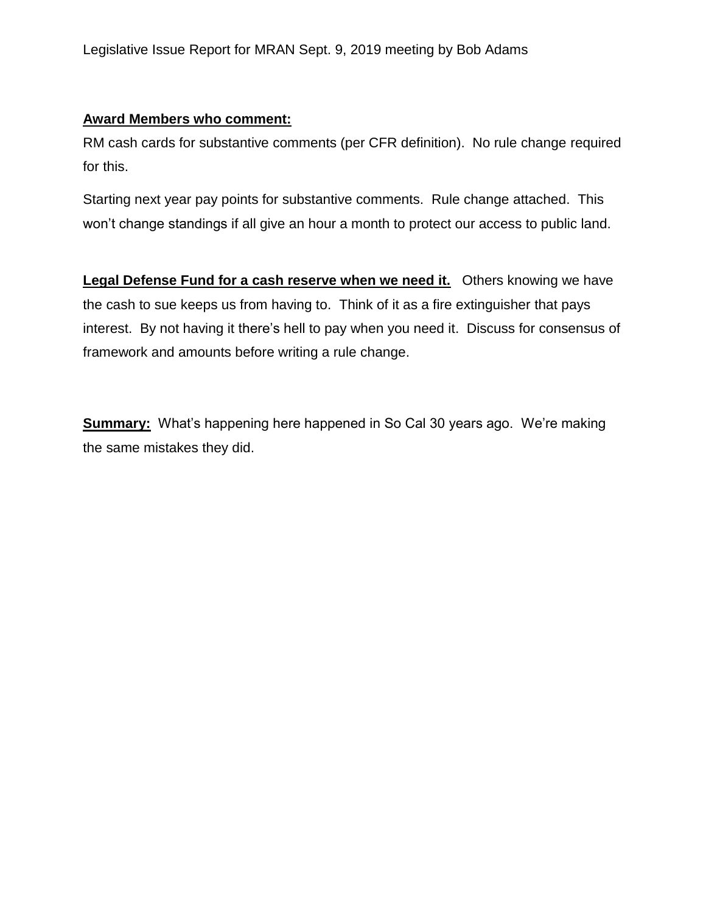Legislative Issue Report for MRAN Sept. 9, 2019 meeting by Bob Adams

**Award Members who comment:**

RM cash cards for substantive comments (per CFR definition). No rule change required for this.

Starting next year pay points for substantive comments. Rule change attached. This won't change standings if all give an hour a month to protect our access to public land.

**Legal Defense Fund for a cash reserve when we need it.** Others knowing we have the cash to sue keeps us from having to. Think of it as a fire extinguisher that pays interest. By not having it there's hell to pay when you need it. Discuss for consensus of framework and amounts before writing a rule change.

**Summary:** What's happening here happened in So Cal 30 years ago. We're making the same mistakes they did.